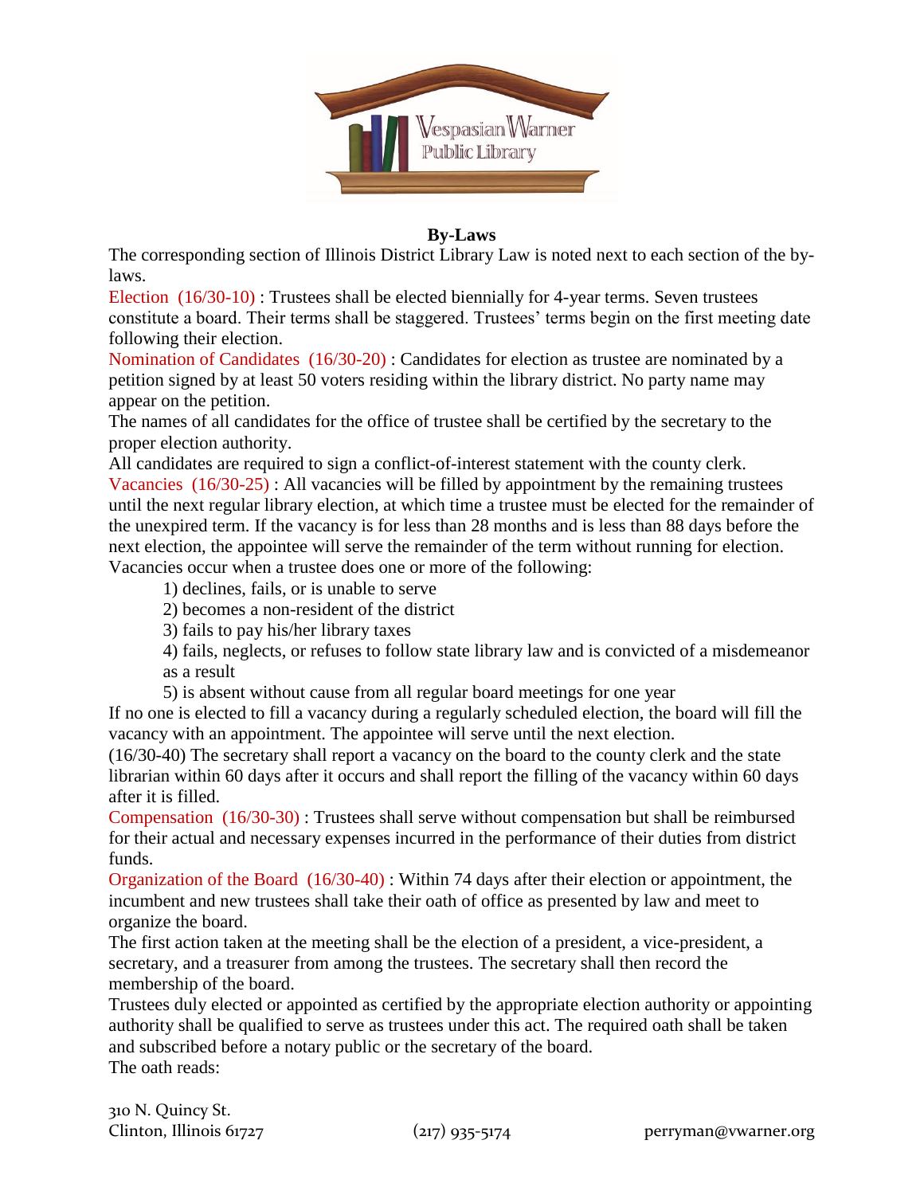# By-Laws

The corresponding section of Illinois District Library Law is noted next to each section of the by-laws.

Election (16/30-10) : Trustees shall be elected biennially for 4-year terms. Seven trustees constitute a board. Their terms shall be staggered. Trustees' terms begin on the first meeting date following their election.

Nomination of Candidates (16/30-20) : Candidates for election as trustee are nominated by a petition signed by at least 50 voters residing within the library district. No party name may appear on the petition.

The names of all candidates for the office of trustee shall be certified by the secretary to the proper election authority.

All candidates are required to sign a conflict-of-interest statement with the county clerk.

Vacancies (16/30-25) : All vacancies will be filled by appointment by the remaining trustees until the next regular library election, at which time a trustee must be elected for the remainder of the unexpired term. If the vacancy is for less than 28 months and is less than 88 days before the next election, the appointee will serve the remainder of the term without running for election.

Vacancies occur when a trustee does one or more of the following:

1) declines, fails, or is unable to serve
2) becomes a non-resident of the district
3) fails to pay his/her library taxes
4) fails, neglects, or refuses to follow state library law and is convicted of a misdemeanor as a result
5) is absent without cause from all regular board meetings for one year

If no one is elected to fill a vacancy during a regularly scheduled election, the board will fill the vacancy with an appointment. The appointee will serve until the next election.

(16/30-40) The secretary shall report a vacancy on the board to the county clerk and the state librarian within 60 days after it occurs and shall report the filling of the vacancy within 60 days after it is filled.

Compensation (16/30-30) : Trustees shall serve without compensation but shall be reimbursed for their actual and necessary expenses incurred in the performance of their duties from district funds.

Organization of the Board (16/30-40) : Within 74 days after their election or appointment, the incumbent and new trustees shall take their oath of office as presented by law and meet to organize the board.

The first action taken at the meeting shall be the election of a president, a vice-president, a secretary, and a treasurer from among the trustees. The secretary shall then record the membership of the board.

Trustees duly elected or appointed as certified by the appropriate election authority or appointing authority shall be qualified to serve as trustees under this act. The required oath shall be taken and subscribed before a notary public or the secretary of the board.

The oath reads: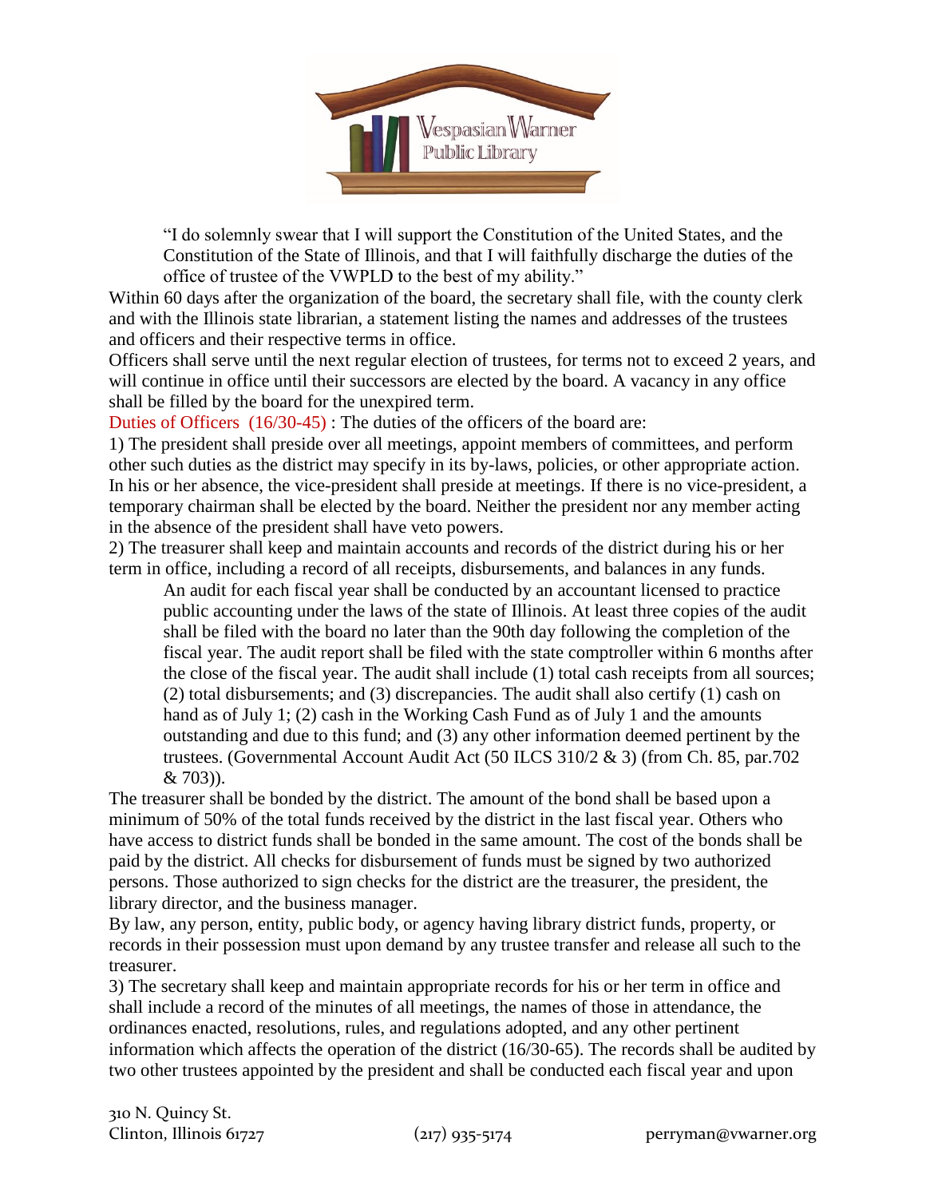"I do solemnly swear that I will support the Constitution of the United States, and the Constitution of the State of Illinois, and that I will faithfully discharge the duties of the office of trustee of the VWPLD to the best of my ability."

Within 60 days after the organization of the board, the secretary shall file, with the county clerk and with the Illinois state librarian, a statement listing the names and addresses of the trustees and officers and their respective terms in office.

Officers shall serve until the next regular election of trustees, for terms not to exceed 2 years, and will continue in office until their successors are elected by the board. A vacancy in any office shall be filled by the board for the unexpired term.

Duties of Officers (16/30-45) : The duties of the officers of the board are:

1) The president shall preside over all meetings, appoint members of committees, and perform other such duties as the district may specify in its by-laws, policies, or other appropriate action. In his or her absence, the vice-president shall preside at meetings. If there is no vice-president, a temporary chairman shall be elected by the board. Neither the president nor any member acting in the absence of the president shall have veto powers.

2) The treasurer shall keep and maintain accounts and records of the district during his or her term in office, including a record of all receipts, disbursements, and balances in any funds.

> An audit for each fiscal year shall be conducted by an accountant licensed to practice public accounting under the laws of the state of Illinois. At least three copies of the audit shall be filed with the board no later than the 90th day following the completion of the fiscal year. The audit report shall be filed with the state comptroller within 6 months after the close of the fiscal year. The audit shall include (1) total cash receipts from all sources; (2) total disbursements; and (3) discrepancies. The audit shall also certify (1) cash on hand as of July 1; (2) cash in the Working Cash Fund as of July 1 and the amounts outstanding and due to this fund; and (3) any other information deemed pertinent by the trustees. (Governmental Account Audit Act (50 ILCS 310/2 & 3) (from Ch. 85, par.702 & 703)).

The treasurer shall be bonded by the district. The amount of the bond shall be based upon a minimum of 50% of the total funds received by the district in the last fiscal year. Others who have access to district funds shall be bonded in the same amount. The cost of the bonds shall be paid by the district. All checks for disbursement of funds must be signed by two authorized persons. Those authorized to sign checks for the district are the treasurer, the president, the library director, and the business manager.

By law, any person, entity, public body, or agency having library district funds, property, or records in their possession must upon demand by any trustee transfer and release all such to the treasurer.

3) The secretary shall keep and maintain appropriate records for his or her term in office and shall include a record of the minutes of all meetings, the names of those in attendance, the ordinances enacted, resolutions, rules, and regulations adopted, and any other pertinent information which affects the operation of the district (16/30-65). The records shall be audited by two other trustees appointed by the president and shall be conducted each fiscal year and upon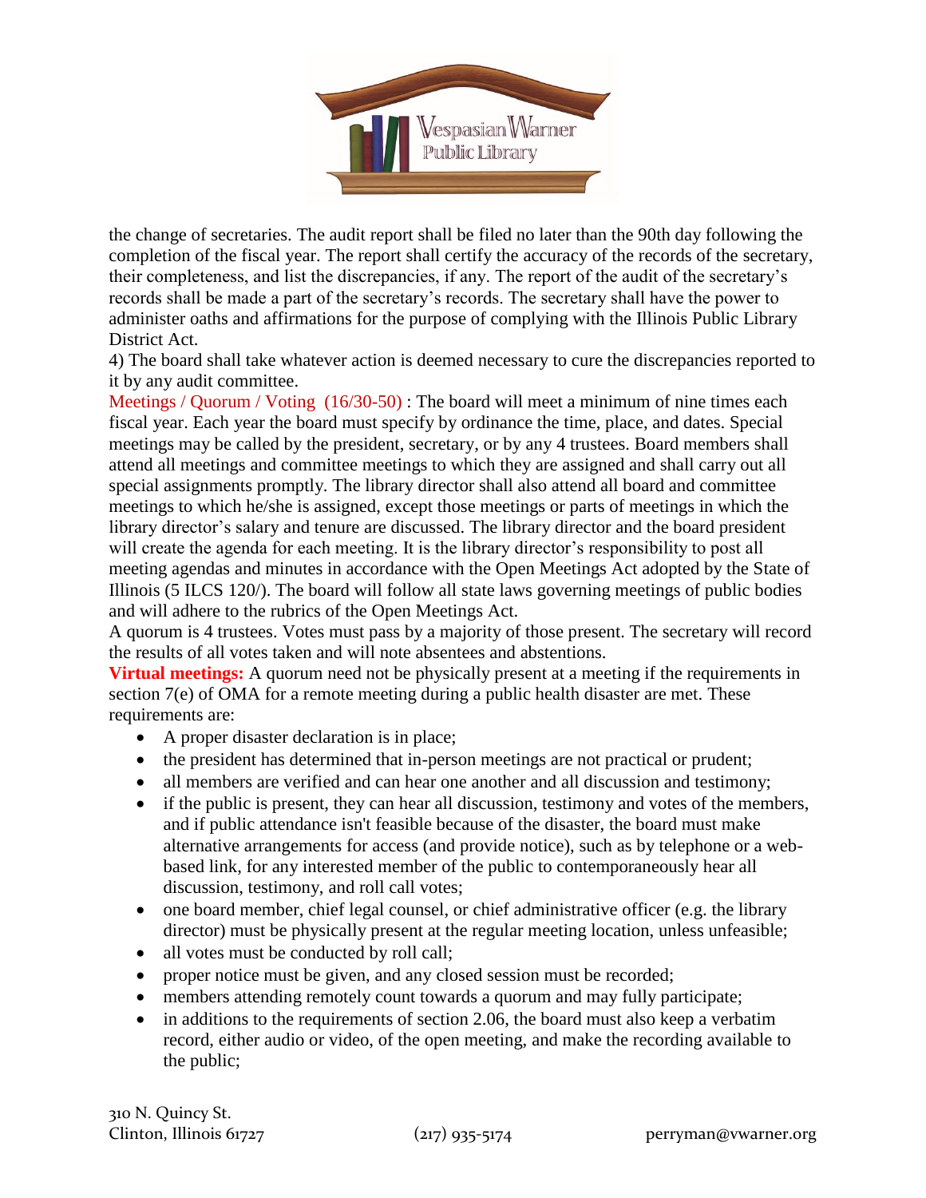the change of secretaries. The audit report shall be filed no later than the 90th day following the completion of the fiscal year. The report shall certify the accuracy of the records of the secretary, their completeness, and list the discrepancies, if any. The report of the audit of the secretary's records shall be made a part of the secretary's records. The secretary shall have the power to administer oaths and affirmations for the purpose of complying with the Illinois Public Library District Act.

4) The board shall take whatever action is deemed necessary to cure the discrepancies reported to it by any audit committee.

Meetings / Quorum / Voting (16/30-50) : The board will meet a minimum of nine times each fiscal year. Each year the board must specify by ordinance the time, place, and dates. Special meetings may be called by the president, secretary, or by any 4 trustees. Board members shall attend all meetings and committee meetings to which they are assigned and shall carry out all special assignments promptly. The library director shall also attend all board and committee meetings to which he/she is assigned, except those meetings or parts of meetings in which the library director's salary and tenure are discussed. The library director and the board president will create the agenda for each meeting. It is the library director's responsibility to post all meeting agendas and minutes in accordance with the Open Meetings Act adopted by the State of Illinois (5 ILCS 120/). The board will follow all state laws governing meetings of public bodies and will adhere to the rubrics of the Open Meetings Act.

A quorum is 4 trustees. Votes must pass by a majority of those present. The secretary will record the results of all votes taken and will note absentees and abstentions.

**Virtual meetings:** A quorum need not be physically present at a meeting if the requirements in section 7(e) of OMA for a remote meeting during a public health disaster are met. These requirements are:

- A proper disaster declaration is in place;
- the president has determined that in-person meetings are not practical or prudent;
- all members are verified and can hear one another and all discussion and testimony;
- if the public is present, they can hear all discussion, testimony and votes of the members, and if public attendance isn't feasible because of the disaster, the board must make alternative arrangements for access (and provide notice), such as by telephone or a web-based link, for any interested member of the public to contemporaneously hear all discussion, testimony, and roll call votes;
- one board member, chief legal counsel, or chief administrative officer (e.g. the library director) must be physically present at the regular meeting location, unless unfeasible;
- all votes must be conducted by roll call;
- proper notice must be given, and any closed session must be recorded;
- members attending remotely count towards a quorum and may fully participate;
- in additions to the requirements of section 2.06, the board must also keep a verbatim record, either audio or video, of the open meeting, and make the recording available to the public;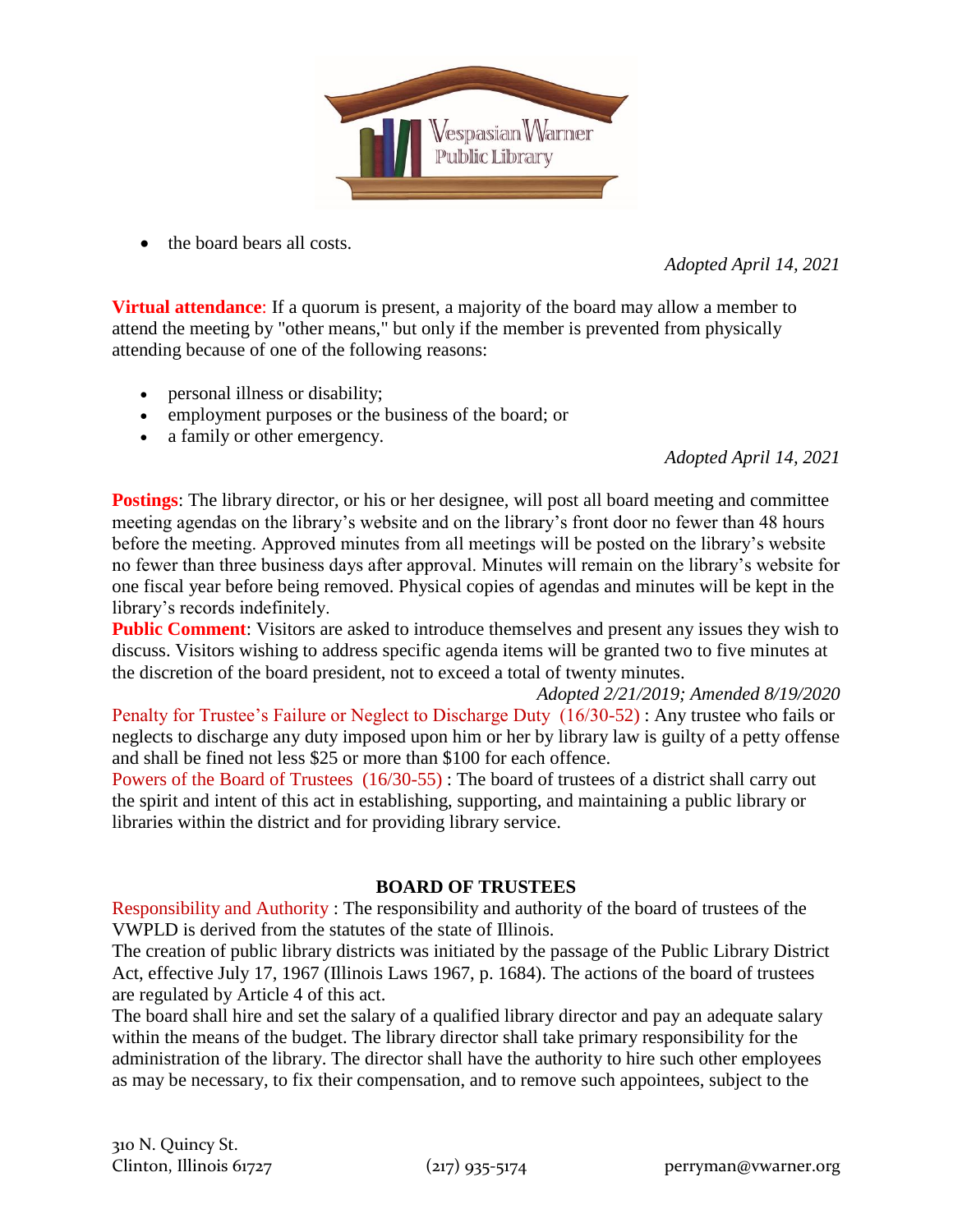- the board bears all costs.

*Adopted April 14, 2021*

**Virtual attendance**: If a quorum is present, a majority of the board may allow a member to attend the meeting by "other means," but only if the member is prevented from physically attending because of one of the following reasons:

- personal illness or disability;
- employment purposes or the business of the board; or
- a family or other emergency.

*Adopted April 14, 2021*

**Postings**: The library director, or his or her designee, will post all board meeting and committee meeting agendas on the library's website and on the library's front door no fewer than 48 hours before the meeting. Approved minutes from all meetings will be posted on the library's website no fewer than three business days after approval. Minutes will remain on the library's website for one fiscal year before being removed. Physical copies of agendas and minutes will be kept in the library's records indefinitely.

**Public Comment**: Visitors are asked to introduce themselves and present any issues they wish to discuss. Visitors wishing to address specific agenda items will be granted two to five minutes at the discretion of the board president, not to exceed a total of twenty minutes.

*Adopted 2/21/2019; Amended 8/19/2020*

Penalty for Trustee's Failure or Neglect to Discharge Duty (16/30-52) : Any trustee who fails or neglects to discharge any duty imposed upon him or her by library law is guilty of a petty offense and shall be fined not less $25 or more than $100 for each offence.

Powers of the Board of Trustees (16/30-55) : The board of trustees of a district shall carry out the spirit and intent of this act in establishing, supporting, and maintaining a public library or libraries within the district and for providing library service.

## BOARD OF TRUSTEES

Responsibility and Authority : The responsibility and authority of the board of trustees of the VWPLD is derived from the statutes of the state of Illinois.

The creation of public library districts was initiated by the passage of the Public Library District Act, effective July 17, 1967 (Illinois Laws 1967, p. 1684). The actions of the board of trustees are regulated by Article 4 of this act.

The board shall hire and set the salary of a qualified library director and pay an adequate salary within the means of the budget. The library director shall take primary responsibility for the administration of the library. The director shall have the authority to hire such other employees as may be necessary, to fix their compensation, and to remove such appointees, subject to the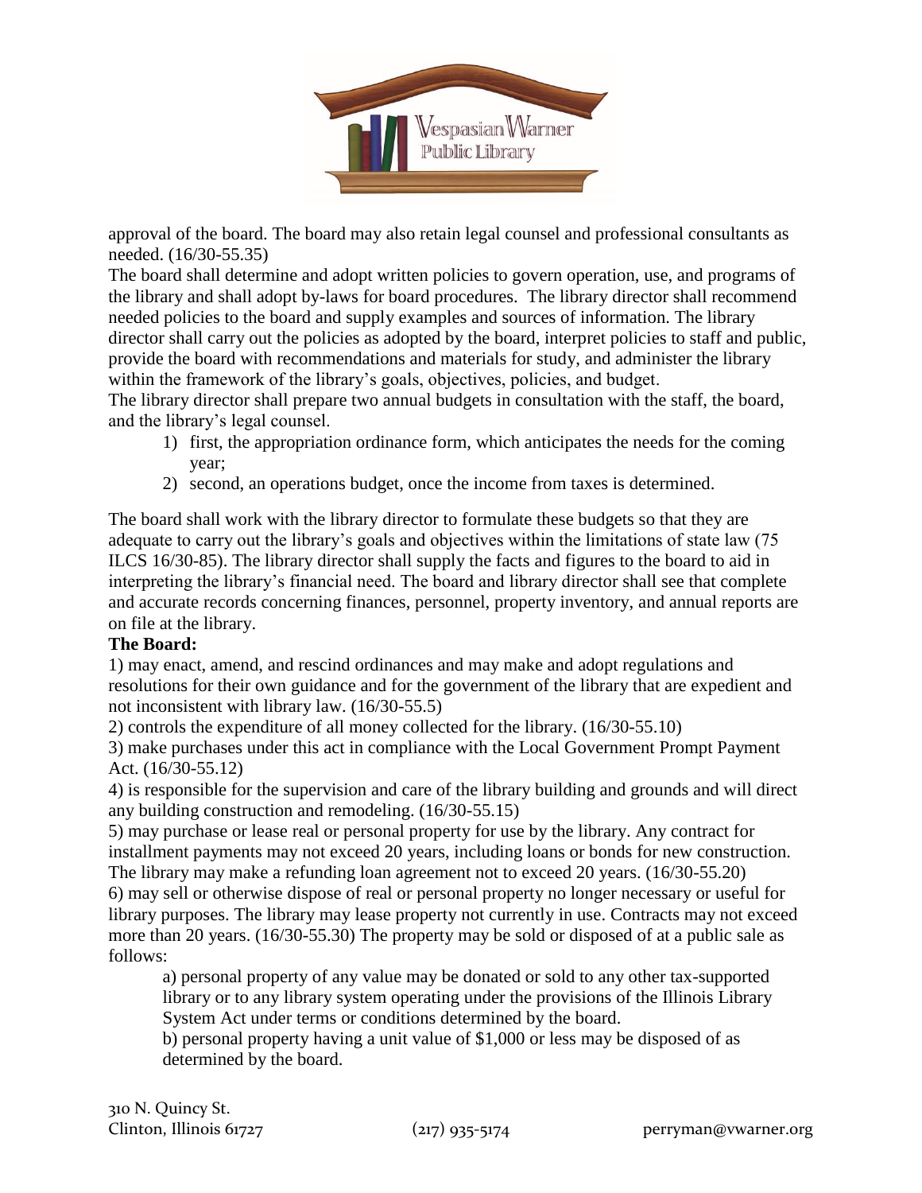approval of the board. The board may also retain legal counsel and professional consultants as needed. (16/30-55.35)

The board shall determine and adopt written policies to govern operation, use, and programs of the library and shall adopt by-laws for board procedures. The library director shall recommend needed policies to the board and supply examples and sources of information. The library director shall carry out the policies as adopted by the board, interpret policies to staff and public, provide the board with recommendations and materials for study, and administer the library within the framework of the library's goals, objectives, policies, and budget.

The library director shall prepare two annual budgets in consultation with the staff, the board, and the library's legal counsel.

1) first, the appropriation ordinance form, which anticipates the needs for the coming year;
2) second, an operations budget, once the income from taxes is determined.

The board shall work with the library director to formulate these budgets so that they are adequate to carry out the library's goals and objectives within the limitations of state law (75 ILCS 16/30-85). The library director shall supply the facts and figures to the board to aid in interpreting the library's financial need. The board and library director shall see that complete and accurate records concerning finances, personnel, property inventory, and annual reports are on file at the library.

**The Board:**

1) may enact, amend, and rescind ordinances and may make and adopt regulations and resolutions for their own guidance and for the government of the library that are expedient and not inconsistent with library law. (16/30-55.5)

2) controls the expenditure of all money collected for the library. (16/30-55.10)

3) make purchases under this act in compliance with the Local Government Prompt Payment Act. (16/30-55.12)

4) is responsible for the supervision and care of the library building and grounds and will direct any building construction and remodeling. (16/30-55.15)

5) may purchase or lease real or personal property for use by the library. Any contract for installment payments may not exceed 20 years, including loans or bonds for new construction. The library may make a refunding loan agreement not to exceed 20 years. (16/30-55.20)

6) may sell or otherwise dispose of real or personal property no longer necessary or useful for library purposes. The library may lease property not currently in use. Contracts may not exceed more than 20 years. (16/30-55.30) The property may be sold or disposed of at a public sale as follows:

> a) personal property of any value may be donated or sold to any other tax-supported library or to any library system operating under the provisions of the Illinois Library System Act under terms or conditions determined by the board.
>
> b) personal property having a unit value of $1,000 or less may be disposed of as determined by the board.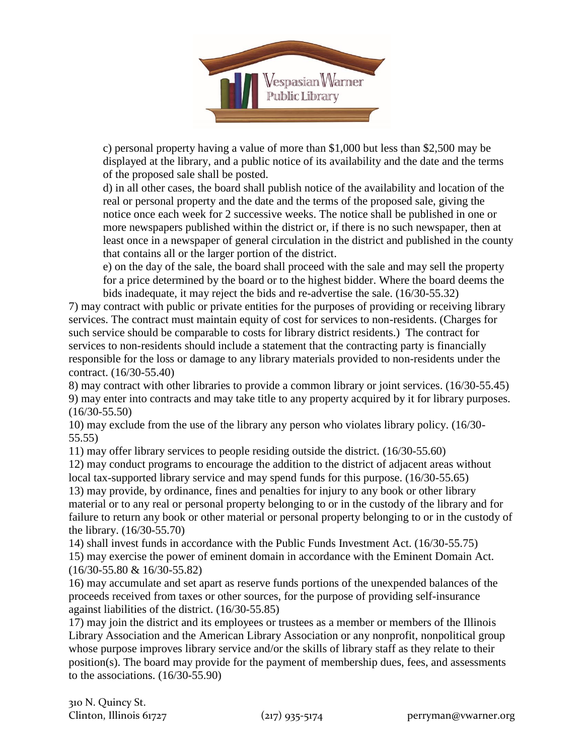c) personal property having a value of more than $1,000 but less than $2,500 may be displayed at the library, and a public notice of its availability and the date and the terms of the proposed sale shall be posted.

d) in all other cases, the board shall publish notice of the availability and location of the real or personal property and the date and the terms of the proposed sale, giving the notice once each week for 2 successive weeks. The notice shall be published in one or more newspapers published within the district or, if there is no such newspaper, then at least once in a newspaper of general circulation in the district and published in the county that contains all or the larger portion of the district.

e) on the day of the sale, the board shall proceed with the sale and may sell the property for a price determined by the board or to the highest bidder. Where the board deems the bids inadequate, it may reject the bids and re-advertise the sale. (16/30-55.32)

7) may contract with public or private entities for the purposes of providing or receiving library services. The contract must maintain equity of cost for services to non-residents. (Charges for such service should be comparable to costs for library district residents.) The contract for services to non-residents should include a statement that the contracting party is financially responsible for the loss or damage to any library materials provided to non-residents under the contract. (16/30-55.40)

8) may contract with other libraries to provide a common library or joint services. (16/30-55.45)

9) may enter into contracts and may take title to any property acquired by it for library purposes. (16/30-55.50)

10) may exclude from the use of the library any person who violates library policy. (16/30-55.55)

11) may offer library services to people residing outside the district. (16/30-55.60)

12) may conduct programs to encourage the addition to the district of adjacent areas without local tax-supported library service and may spend funds for this purpose. (16/30-55.65)

13) may provide, by ordinance, fines and penalties for injury to any book or other library material or to any real or personal property belonging to or in the custody of the library and for failure to return any book or other material or personal property belonging to or in the custody of the library. (16/30-55.70)

14) shall invest funds in accordance with the Public Funds Investment Act. (16/30-55.75)

15) may exercise the power of eminent domain in accordance with the Eminent Domain Act. (16/30-55.80 & 16/30-55.82)

16) may accumulate and set apart as reserve funds portions of the unexpended balances of the proceeds received from taxes or other sources, for the purpose of providing self-insurance against liabilities of the district. (16/30-55.85)

17) may join the district and its employees or trustees as a member or members of the Illinois Library Association and the American Library Association or any nonprofit, nonpolitical group whose purpose improves library service and/or the skills of library staff as they relate to their position(s). The board may provide for the payment of membership dues, fees, and assessments to the associations. (16/30-55.90)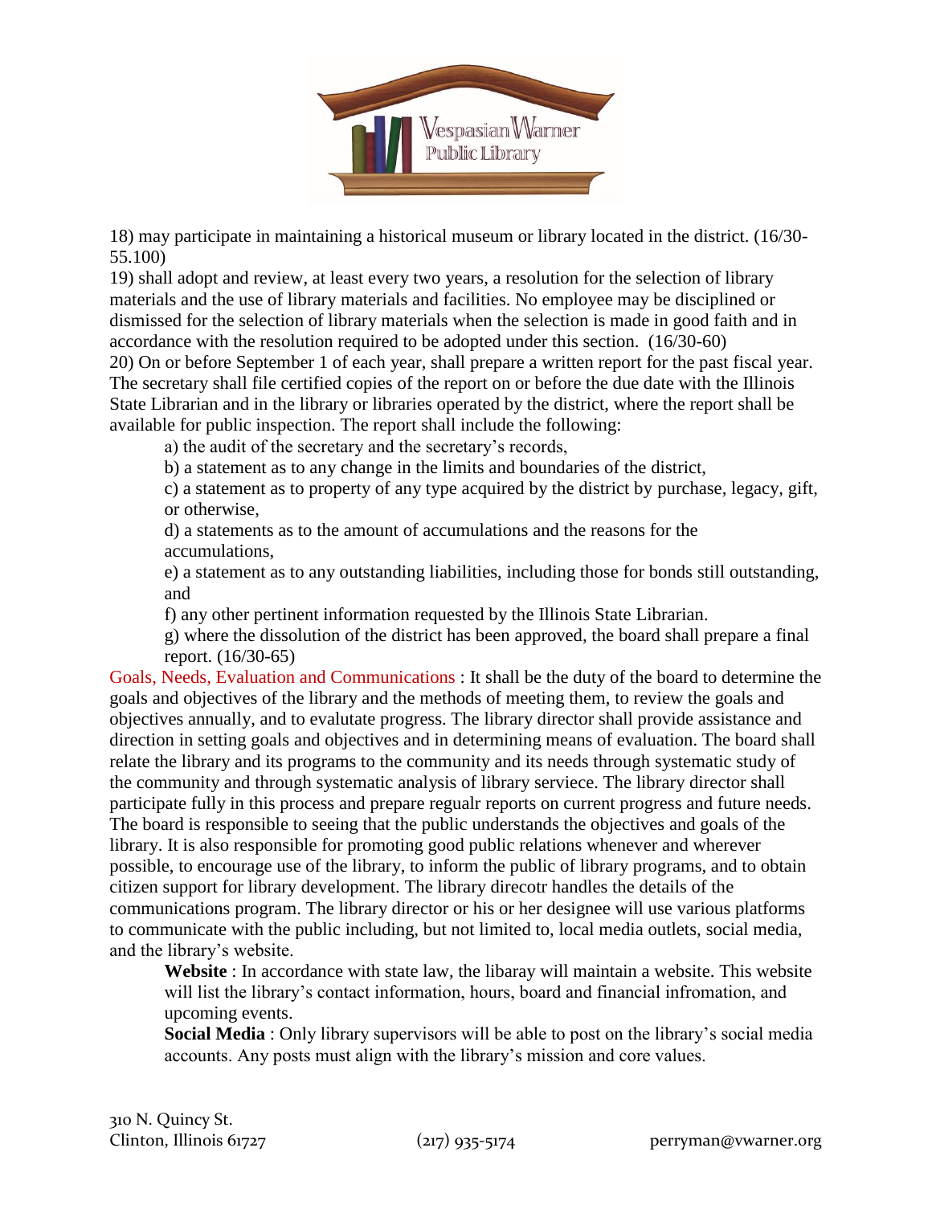18) may participate in maintaining a historical museum or library located in the district. (16/30-55.100)

19) shall adopt and review, at least every two years, a resolution for the selection of library materials and the use of library materials and facilities. No employee may be disciplined or dismissed for the selection of library materials when the selection is made in good faith and in accordance with the resolution required to be adopted under this section. (16/30-60)

20) On or before September 1 of each year, shall prepare a written report for the past fiscal year. The secretary shall file certified copies of the report on or before the due date with the Illinois State Librarian and in the library or libraries operated by the district, where the report shall be available for public inspection. The report shall include the following:

a) the audit of the secretary and the secretary's records,

b) a statement as to any change in the limits and boundaries of the district,

c) a statement as to property of any type acquired by the district by purchase, legacy, gift, or otherwise,

d) a statements as to the amount of accumulations and the reasons for the accumulations,

e) a statement as to any outstanding liabilities, including those for bonds still outstanding, and

f) any other pertinent information requested by the Illinois State Librarian.

g) where the dissolution of the district has been approved, the board shall prepare a final report. (16/30-65)

Goals, Needs, Evaluation and Communications : It shall be the duty of the board to determine the goals and objectives of the library and the methods of meeting them, to review the goals and objectives annually, and to evalutate progress. The library director shall provide assistance and direction in setting goals and objectives and in determining means of evaluation. The board shall relate the library and its programs to the community and its needs through systematic study of the community and through systematic analysis of library serviece. The library director shall participate fully in this process and prepare regualr reports on current progress and future needs. The board is responsible to seeing that the public understands the objectives and goals of the library. It is also responsible for promoting good public relations whenever and wherever possible, to encourage use of the library, to inform the public of library programs, and to obtain citizen support for library development. The library direcotr handles the details of the communications program. The library director or his or her designee will use various platforms to communicate with the public including, but not limited to, local media outlets, social media, and the library's website.

**Website** : In accordance with state law, the libaray will maintain a website. This website will list the library's contact information, hours, board and financial infromation, and upcoming events.

**Social Media** : Only library supervisors will be able to post on the library's social media accounts. Any posts must align with the library's mission and core values.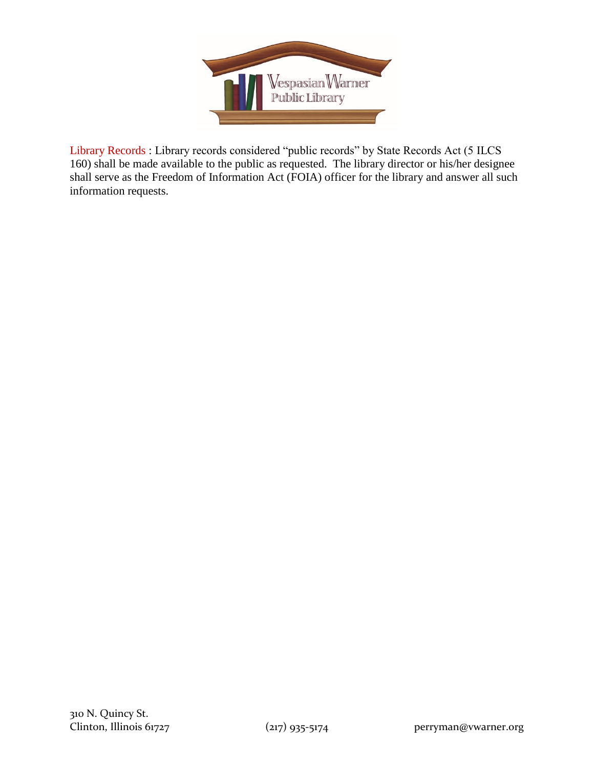Library Records : Library records considered "public records" by State Records Act (5 ILCS 160) shall be made available to the public as requested. The library director or his/her designee shall serve as the Freedom of Information Act (FOIA) officer for the library and answer all such information requests.